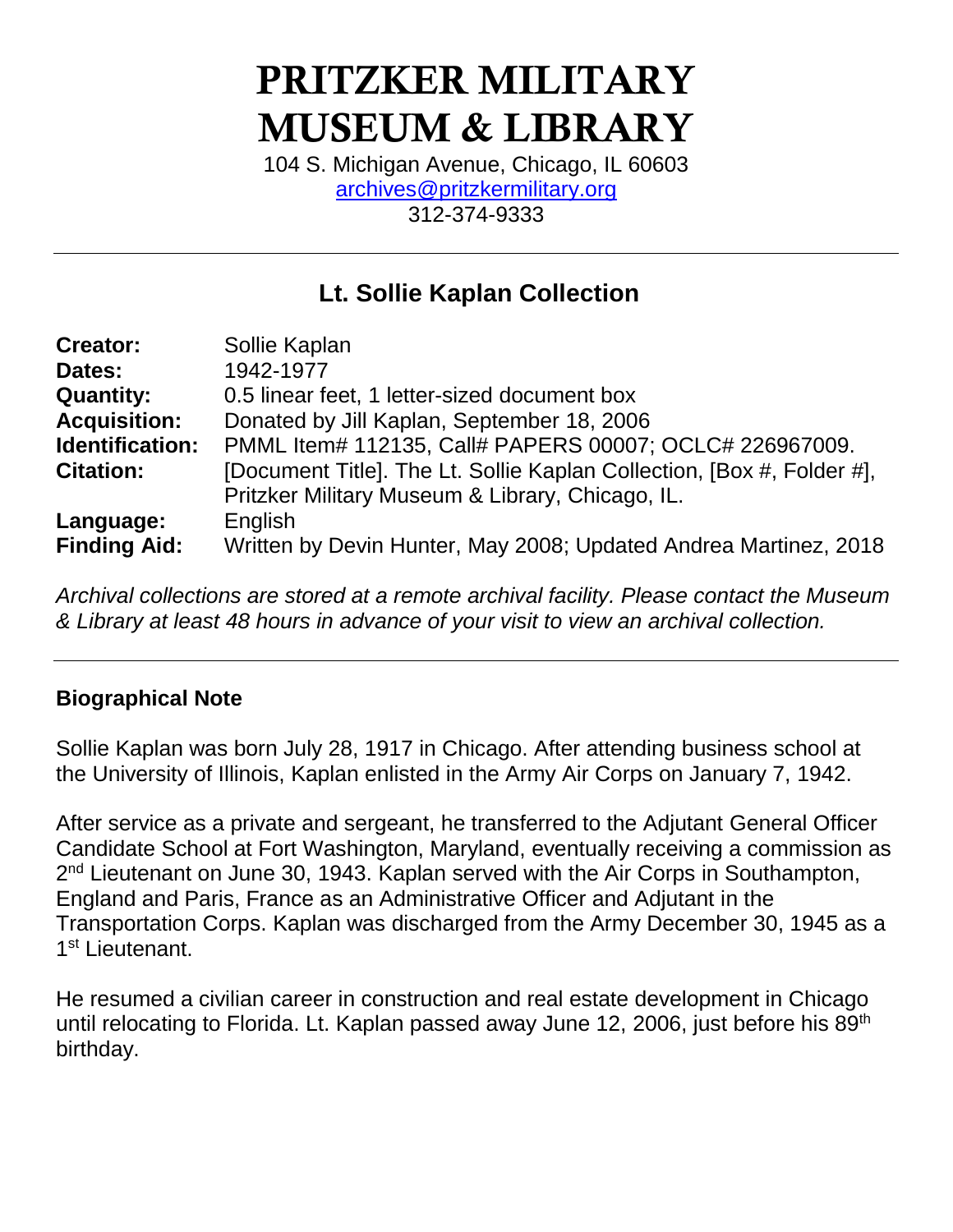# PRITZKER MILITARY MUSEUM & LIBRARY

104 S. Michigan Avenue, Chicago, IL 60603
archives@pritzkermilitary.org
312-374-9333

---

## Lt. Sollie Kaplan Collection

| | |
|---|---|
| **Creator:** | Sollie Kaplan |
| **Dates:** | 1942-1977 |
| **Quantity:** | 0.5 linear feet, 1 letter-sized document box |
| **Acquisition:** | Donated by Jill Kaplan, September 18, 2006 |
| **Identification:** | PMML Item# 112135, Call# PAPERS 00007; OCLC# 226967009. |
| **Citation:** | [Document Title]. The Lt. Sollie Kaplan Collection, [Box #, Folder #], Pritzker Military Museum & Library, Chicago, IL. |
| **Language:** | English |
| **Finding Aid:** | Written by Devin Hunter, May 2008; Updated Andrea Martinez, 2018 |

*Archival collections are stored at a remote archival facility. Please contact the Museum & Library at least 48 hours in advance of your visit to view an archival collection.*

---

### Biographical Note

Sollie Kaplan was born July 28, 1917 in Chicago. After attending business school at the University of Illinois, Kaplan enlisted in the Army Air Corps on January 7, 1942.

After service as a private and sergeant, he transferred to the Adjutant General Officer Candidate School at Fort Washington, Maryland, eventually receiving a commission as 2nd Lieutenant on June 30, 1943. Kaplan served with the Air Corps in Southampton, England and Paris, France as an Administrative Officer and Adjutant in the Transportation Corps. Kaplan was discharged from the Army December 30, 1945 as a 1st Lieutenant.

He resumed a civilian career in construction and real estate development in Chicago until relocating to Florida. Lt. Kaplan passed away June 12, 2006, just before his 89th birthday.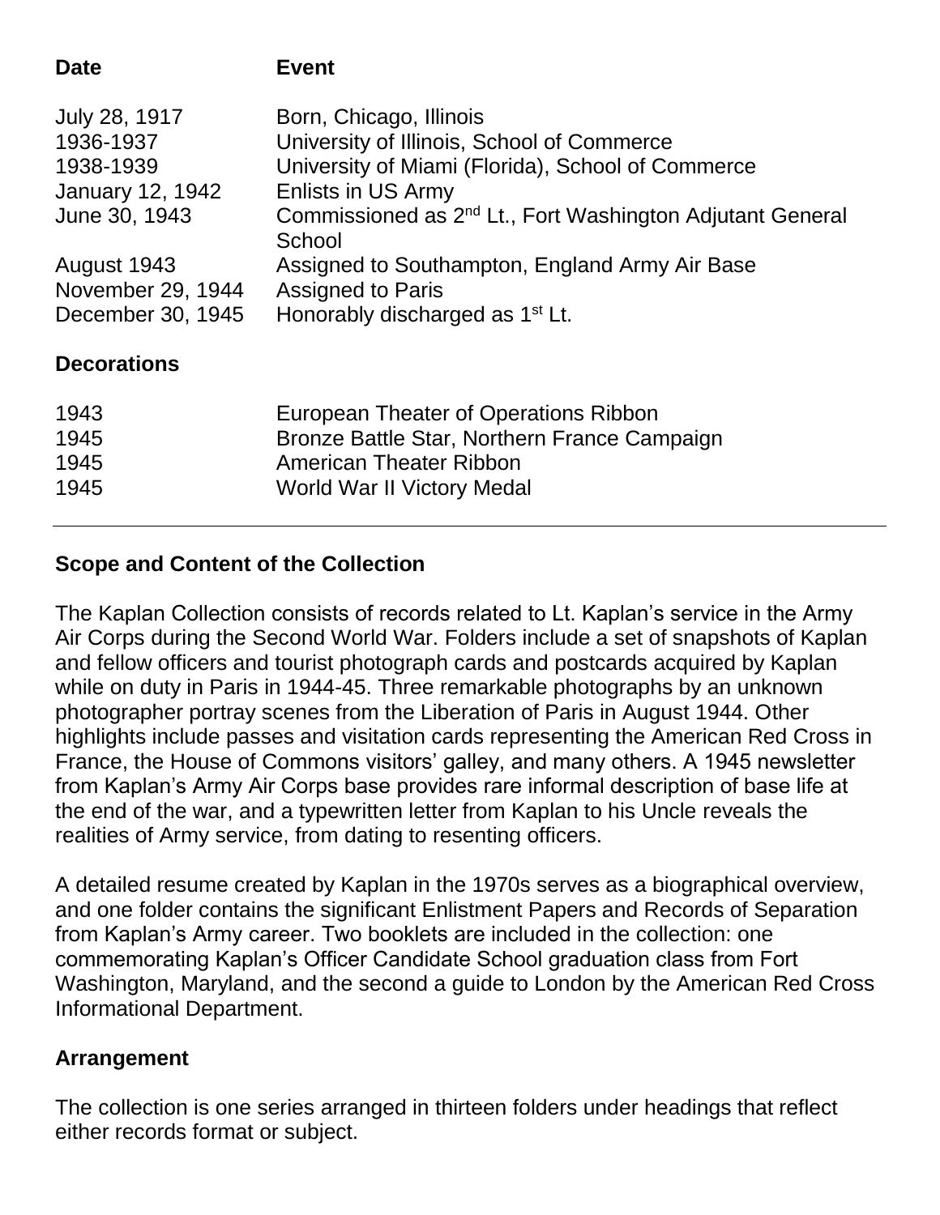| Date | Event |
| --- | --- |
| July 28, 1917 | Born, Chicago, Illinois |
| 1936-1937 | University of Illinois, School of Commerce |
| 1938-1939 | University of Miami (Florida), School of Commerce |
| January 12, 1942 | Enlists in US Army |
| June 30, 1943 | Commissioned as 2nd Lt., Fort Washington Adjutant General School |
| August 1943 | Assigned to Southampton, England Army Air Base |
| November 29, 1944 | Assigned to Paris |
| December 30, 1945 | Honorably discharged as 1st Lt. |

**Decorations**

| | |
| --- | --- |
| 1943 | European Theater of Operations Ribbon |
| 1945 | Bronze Battle Star, Northern France Campaign |
| 1945 | American Theater Ribbon |
| 1945 | World War II Victory Medal |

---

## Scope and Content of the Collection

The Kaplan Collection consists of records related to Lt. Kaplan's service in the Army Air Corps during the Second World War. Folders include a set of snapshots of Kaplan and fellow officers and tourist photograph cards and postcards acquired by Kaplan while on duty in Paris in 1944-45. Three remarkable photographs by an unknown photographer portray scenes from the Liberation of Paris in August 1944. Other highlights include passes and visitation cards representing the American Red Cross in France, the House of Commons visitors' galley, and many others. A 1945 newsletter from Kaplan's Army Air Corps base provides rare informal description of base life at the end of the war, and a typewritten letter from Kaplan to his Uncle reveals the realities of Army service, from dating to resenting officers.

A detailed resume created by Kaplan in the 1970s serves as a biographical overview, and one folder contains the significant Enlistment Papers and Records of Separation from Kaplan's Army career. Two booklets are included in the collection: one commemorating Kaplan's Officer Candidate School graduation class from Fort Washington, Maryland, and the second a guide to London by the American Red Cross Informational Department.

## Arrangement

The collection is one series arranged in thirteen folders under headings that reflect either records format or subject.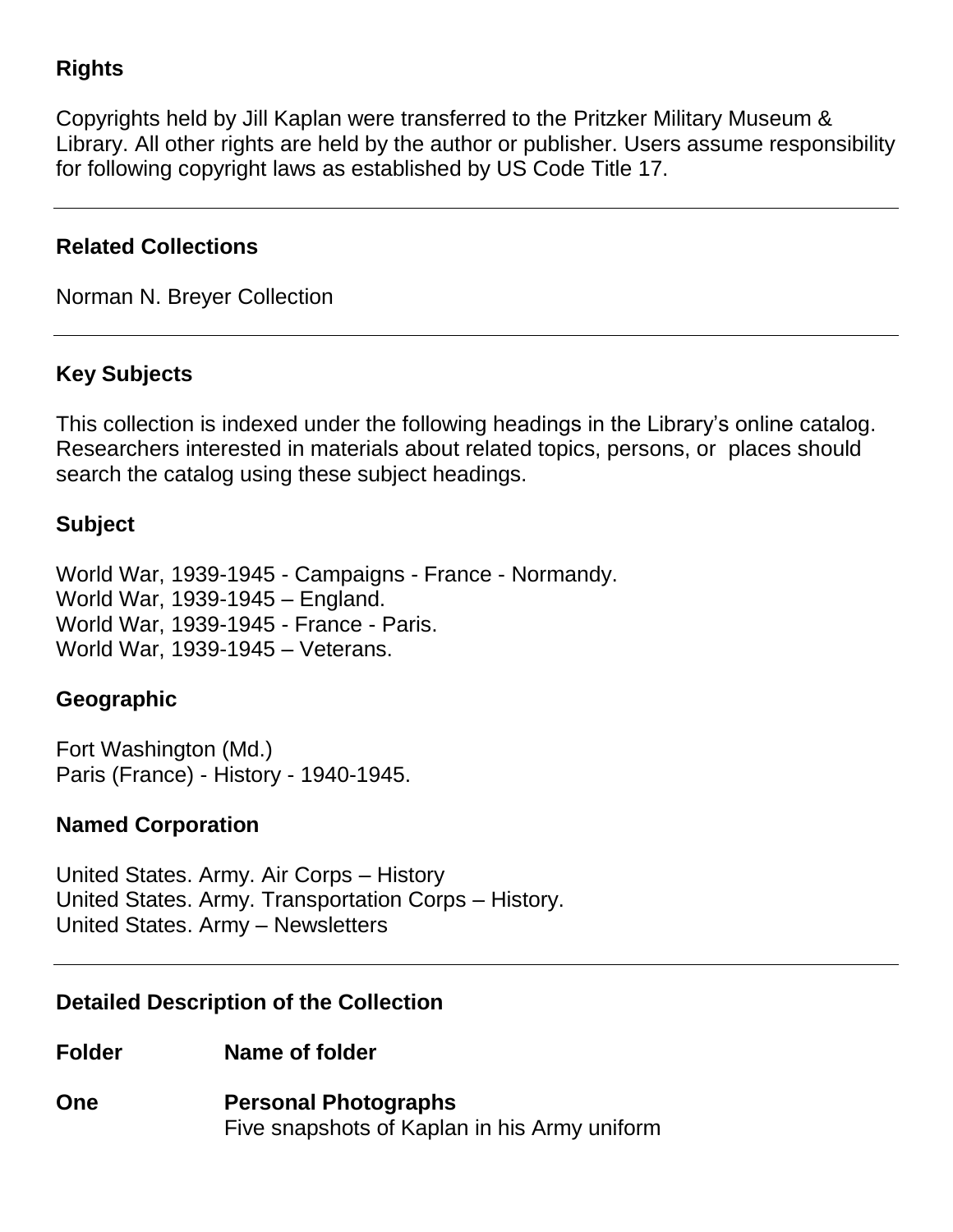## Rights

Copyrights held by Jill Kaplan were transferred to the Pritzker Military Museum & Library. All other rights are held by the author or publisher. Users assume responsibility for following copyright laws as established by US Code Title 17.

---

## Related Collections

Norman N. Breyer Collection

---

## Key Subjects

This collection is indexed under the following headings in the Library's online catalog. Researchers interested in materials about related topics, persons, or places should search the catalog using these subject headings.

### Subject

World War, 1939-1945 - Campaigns - France - Normandy.
World War, 1939-1945 – England.
World War, 1939-1945 - France - Paris.
World War, 1939-1945 – Veterans.

### Geographic

Fort Washington (Md.)
Paris (France) - History - 1940-1945.

### Named Corporation

United States. Army. Air Corps – History
United States. Army. Transportation Corps – History.
United States. Army – Newsletters

---

## Detailed Description of the Collection

| Folder | Name of folder |
|---|---|
| One | **Personal Photographs**<br>Five snapshots of Kaplan in his Army uniform |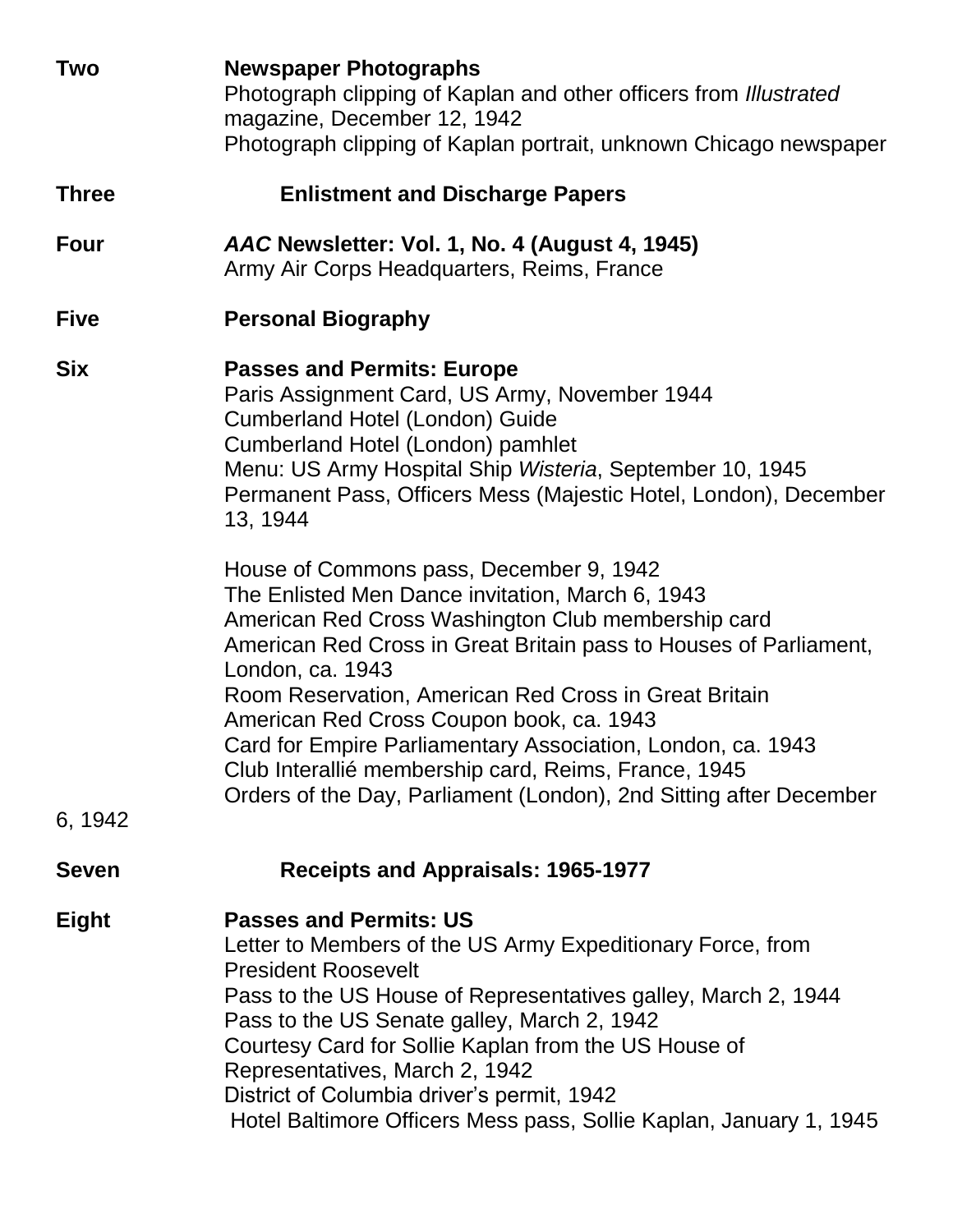**Two** **Newspaper Photographs**
Photograph clipping of Kaplan and other officers from *Illustrated* magazine, December 12, 1942
Photograph clipping of Kaplan portrait, unknown Chicago newspaper

**Three** **Enlistment and Discharge Papers**

**Four** ***AAC* Newsletter: Vol. 1, No. 4 (August 4, 1945)**
Army Air Corps Headquarters, Reims, France

**Five** **Personal Biography**

**Six** **Passes and Permits: Europe**
Paris Assignment Card, US Army, November 1944
Cumberland Hotel (London) Guide
Cumberland Hotel (London) pamhlet
Menu: US Army Hospital Ship *Wisteria*, September 10, 1945
Permanent Pass, Officers Mess (Majestic Hotel, London), December 13, 1944

House of Commons pass, December 9, 1942
The Enlisted Men Dance invitation, March 6, 1943
American Red Cross Washington Club membership card
American Red Cross in Great Britain pass to Houses of Parliament, London, ca. 1943
Room Reservation, American Red Cross in Great Britain
American Red Cross Coupon book, ca. 1943
Card for Empire Parliamentary Association, London, ca. 1943
Club Interallié membership card, Reims, France, 1945
Orders of the Day, Parliament (London), 2nd Sitting after December 6, 1942

**Seven** **Receipts and Appraisals: 1965-1977**

**Eight** **Passes and Permits: US**
Letter to Members of the US Army Expeditionary Force, from President Roosevelt
Pass to the US House of Representatives galley, March 2, 1944
Pass to the US Senate galley, March 2, 1942
Courtesy Card for Sollie Kaplan from the US House of Representatives, March 2, 1942
District of Columbia driver's permit, 1942
Hotel Baltimore Officers Mess pass, Sollie Kaplan, January 1, 1945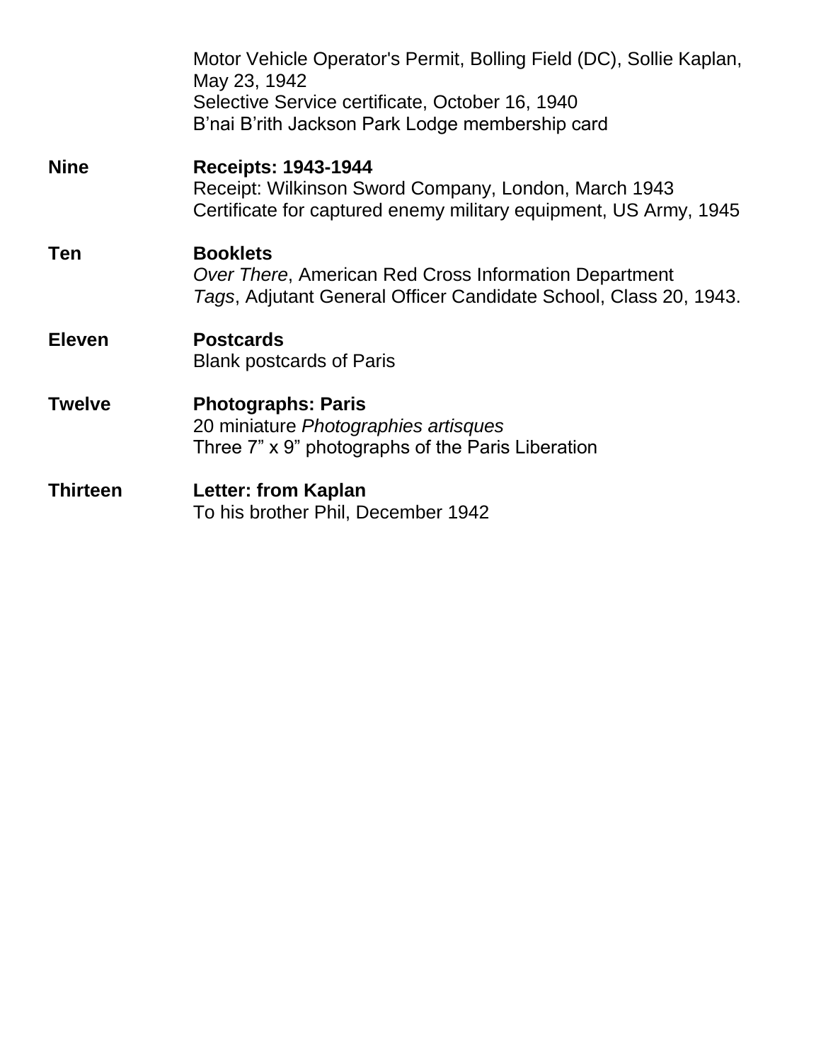| | |
|---|---|
| | Motor Vehicle Operator's Permit, Bolling Field (DC), Sollie Kaplan, May 23, 1942<br>Selective Service certificate, October 16, 1940<br>B'nai B'rith Jackson Park Lodge membership card |
| **Nine** | **Receipts: 1943-1944**<br>Receipt: Wilkinson Sword Company, London, March 1943<br>Certificate for captured enemy military equipment, US Army, 1945 |
| **Ten** | **Booklets**<br>*Over There*, American Red Cross Information Department<br>*Tags*, Adjutant General Officer Candidate School, Class 20, 1943. |
| **Eleven** | **Postcards**<br>Blank postcards of Paris |
| **Twelve** | **Photographs: Paris**<br>20 miniature *Photographies artisques*<br>Three 7" x 9" photographs of the Paris Liberation |
| **Thirteen** | **Letter: from Kaplan**<br>To his brother Phil, December 1942 |